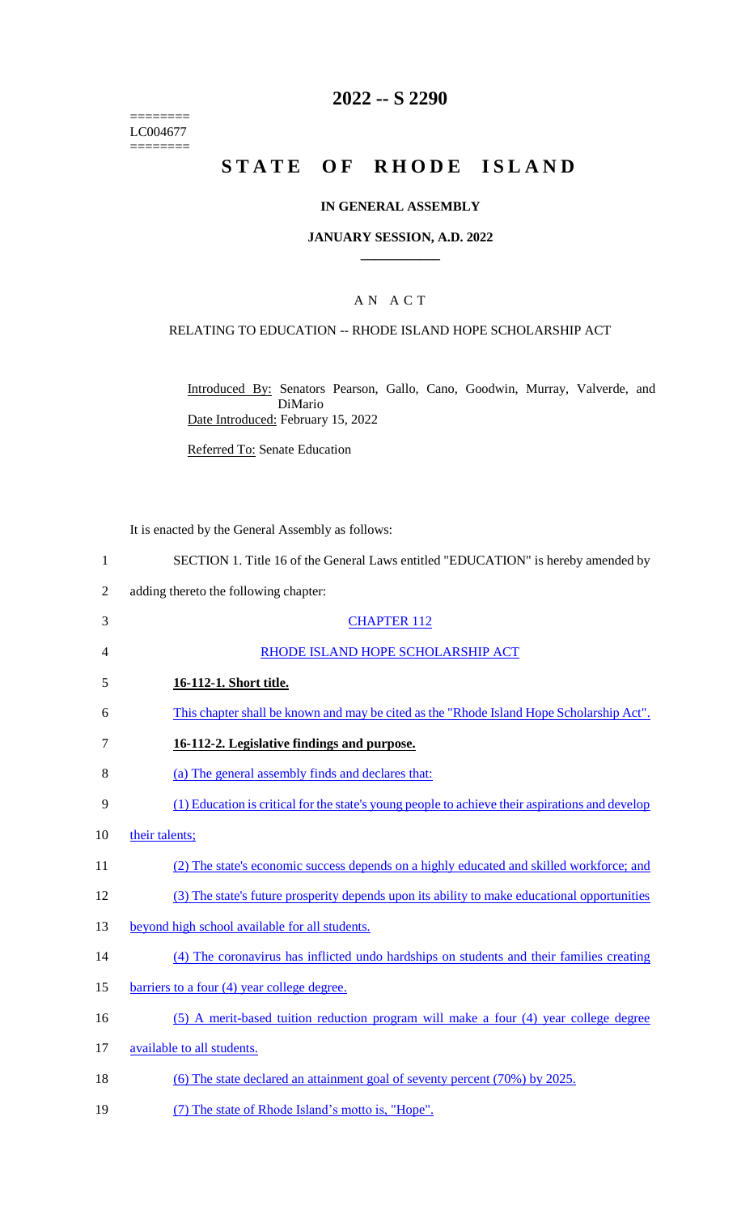========
LC004677
========

# 2022 -- S 2290

# STATE OF RHODE ISLAND

## IN GENERAL ASSEMBLY

### JANUARY SESSION, A.D. 2022

AN ACT

RELATING TO EDUCATION -- RHODE ISLAND HOPE SCHOLARSHIP ACT

Introduced By: Senators Pearson, Gallo, Cano, Goodwin, Murray, Valverde, and DiMario

Date Introduced: February 15, 2022

Referred To: Senate Education

It is enacted by the General Assembly as follows:

SECTION 1. Title 16 of the General Laws entitled "EDUCATION" is hereby amended by adding thereto the following chapter:

CHAPTER 112

RHODE ISLAND HOPE SCHOLARSHIP ACT

**16-112-1. Short title.**

This chapter shall be known and may be cited as the "Rhode Island Hope Scholarship Act".

**16-112-2. Legislative findings and purpose.**

(a) The general assembly finds and declares that:

(1) Education is critical for the state's young people to achieve their aspirations and develop their talents;

(2) The state's economic success depends on a highly educated and skilled workforce; and

(3) The state's future prosperity depends upon its ability to make educational opportunities beyond high school available for all students.

(4) The coronavirus has inflicted undo hardships on students and their families creating barriers to a four (4) year college degree.

(5) A merit-based tuition reduction program will make a four (4) year college degree available to all students.

(6) The state declared an attainment goal of seventy percent (70%) by 2025.

(7) The state of Rhode Island's motto is, "Hope".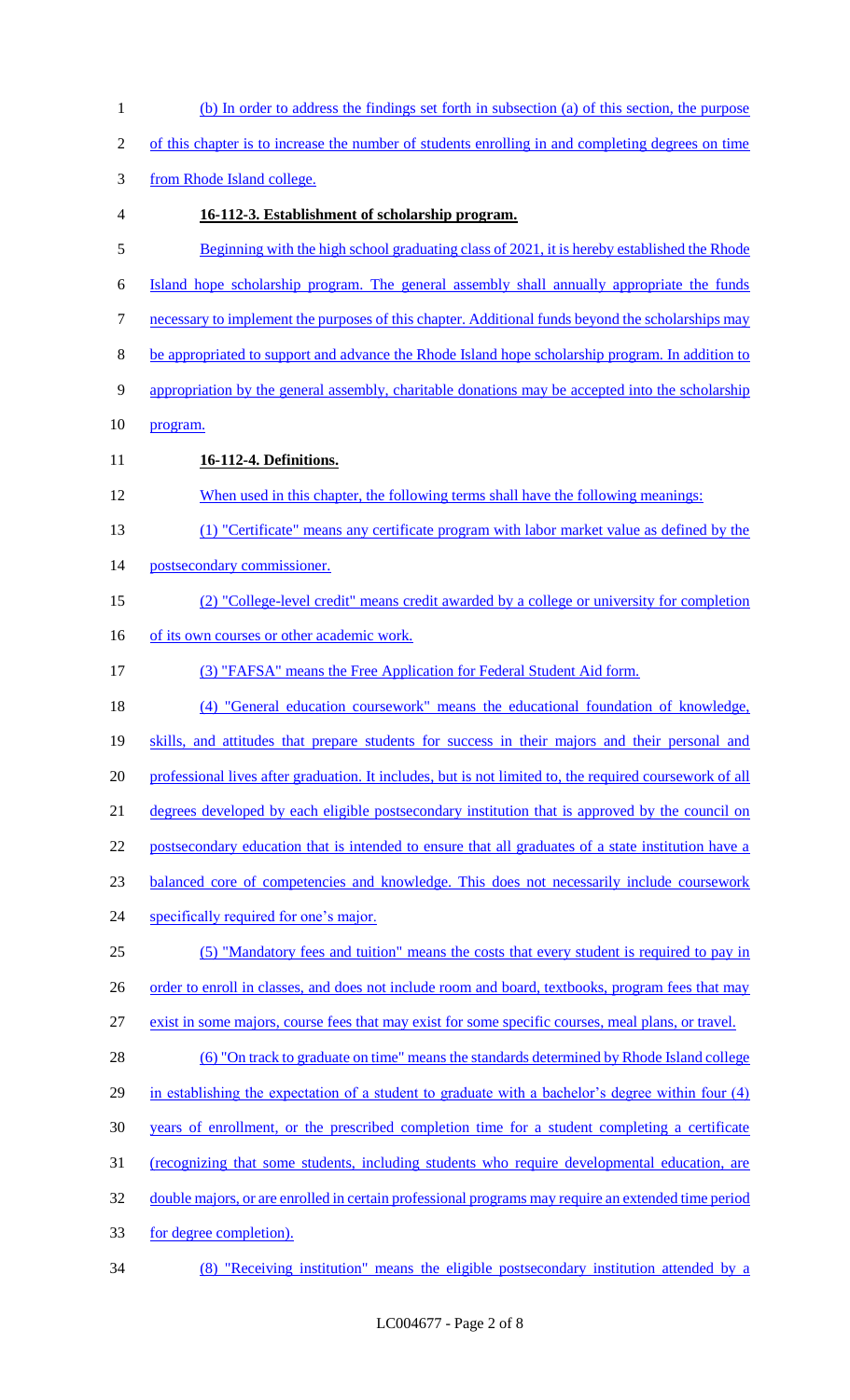(b) In order to address the findings set forth in subsection (a) of this section, the purpose of this chapter is to increase the number of students enrolling in and completing degrees on time from Rhode Island college.

**16-112-3. Establishment of scholarship program.**

Beginning with the high school graduating class of 2021, it is hereby established the Rhode Island hope scholarship program. The general assembly shall annually appropriate the funds necessary to implement the purposes of this chapter. Additional funds beyond the scholarships may be appropriated to support and advance the Rhode Island hope scholarship program. In addition to appropriation by the general assembly, charitable donations may be accepted into the scholarship program.

**16-112-4. Definitions.**

When used in this chapter, the following terms shall have the following meanings:

(1) "Certificate" means any certificate program with labor market value as defined by the postsecondary commissioner.

(2) "College-level credit" means credit awarded by a college or university for completion of its own courses or other academic work.

(3) "FAFSA" means the Free Application for Federal Student Aid form.

(4) "General education coursework" means the educational foundation of knowledge, skills, and attitudes that prepare students for success in their majors and their personal and professional lives after graduation. It includes, but is not limited to, the required coursework of all degrees developed by each eligible postsecondary institution that is approved by the council on postsecondary education that is intended to ensure that all graduates of a state institution have a balanced core of competencies and knowledge. This does not necessarily include coursework specifically required for one's major.

(5) "Mandatory fees and tuition" means the costs that every student is required to pay in order to enroll in classes, and does not include room and board, textbooks, program fees that may exist in some majors, course fees that may exist for some specific courses, meal plans, or travel.

(6) "On track to graduate on time" means the standards determined by Rhode Island college in establishing the expectation of a student to graduate with a bachelor's degree within four (4) years of enrollment, or the prescribed completion time for a student completing a certificate (recognizing that some students, including students who require developmental education, are double majors, or are enrolled in certain professional programs may require an extended time period for degree completion).

(8) "Receiving institution" means the eligible postsecondary institution attended by a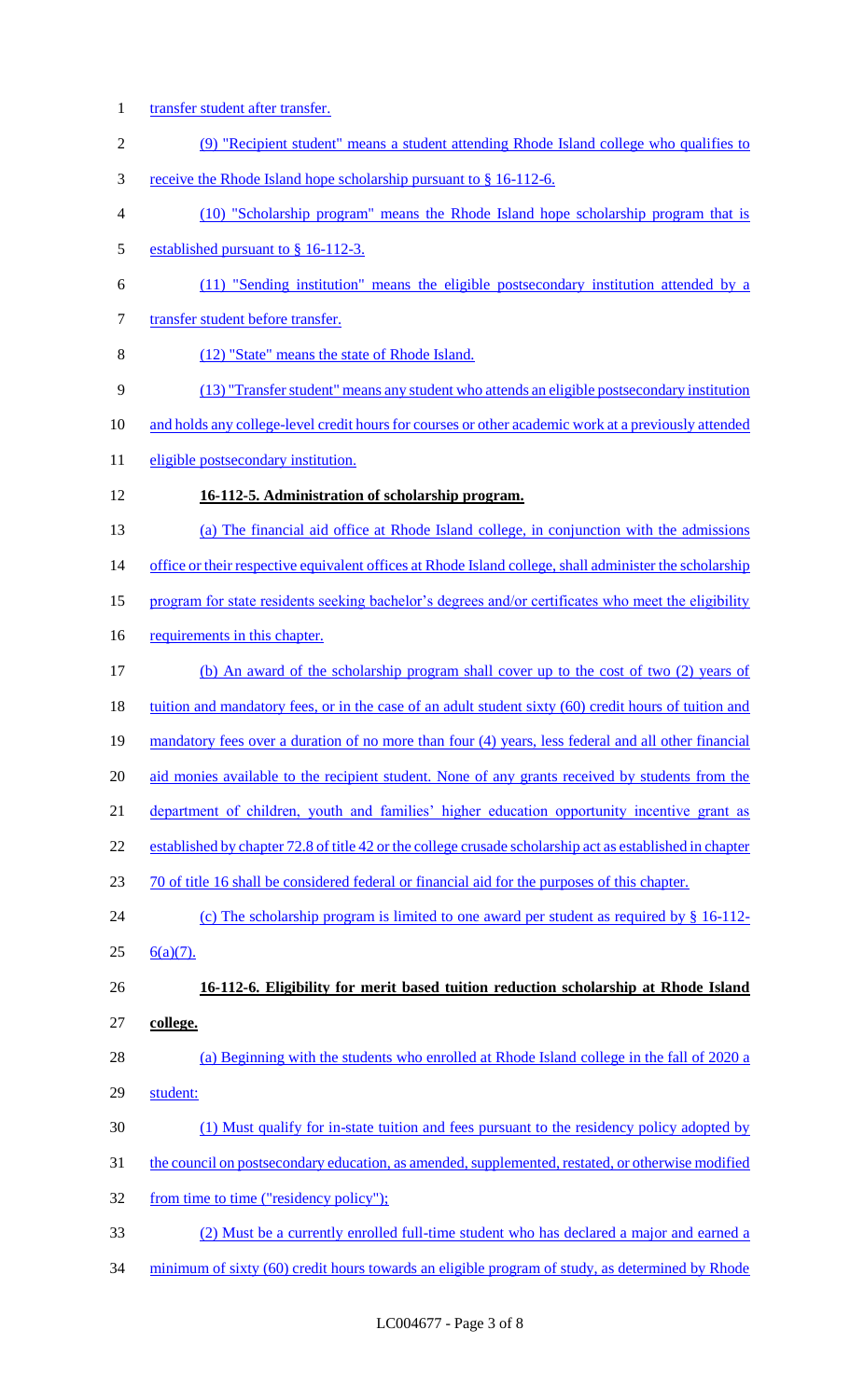transfer student after transfer.

(9) "Recipient student" means a student attending Rhode Island college who qualifies to receive the Rhode Island hope scholarship pursuant to § 16-112-6.

(10) "Scholarship program" means the Rhode Island hope scholarship program that is established pursuant to § 16-112-3.

(11) "Sending institution" means the eligible postsecondary institution attended by a transfer student before transfer.

(12) "State" means the state of Rhode Island.

(13) "Transfer student" means any student who attends an eligible postsecondary institution and holds any college-level credit hours for courses or other academic work at a previously attended eligible postsecondary institution.

**16-112-5. Administration of scholarship program.**

(a) The financial aid office at Rhode Island college, in conjunction with the admissions office or their respective equivalent offices at Rhode Island college, shall administer the scholarship program for state residents seeking bachelor's degrees and/or certificates who meet the eligibility requirements in this chapter.

(b) An award of the scholarship program shall cover up to the cost of two (2) years of tuition and mandatory fees, or in the case of an adult student sixty (60) credit hours of tuition and mandatory fees over a duration of no more than four (4) years, less federal and all other financial aid monies available to the recipient student. None of any grants received by students from the department of children, youth and families' higher education opportunity incentive grant as established by chapter 72.8 of title 42 or the college crusade scholarship act as established in chapter 70 of title 16 shall be considered federal or financial aid for the purposes of this chapter.

(c) The scholarship program is limited to one award per student as required by § 16-112-6(a)(7).

**16-112-6. Eligibility for merit based tuition reduction scholarship at Rhode Island college.**

(a) Beginning with the students who enrolled at Rhode Island college in the fall of 2020 a student:

(1) Must qualify for in-state tuition and fees pursuant to the residency policy adopted by the council on postsecondary education, as amended, supplemented, restated, or otherwise modified from time to time ("residency policy");

(2) Must be a currently enrolled full-time student who has declared a major and earned a minimum of sixty (60) credit hours towards an eligible program of study, as determined by Rhode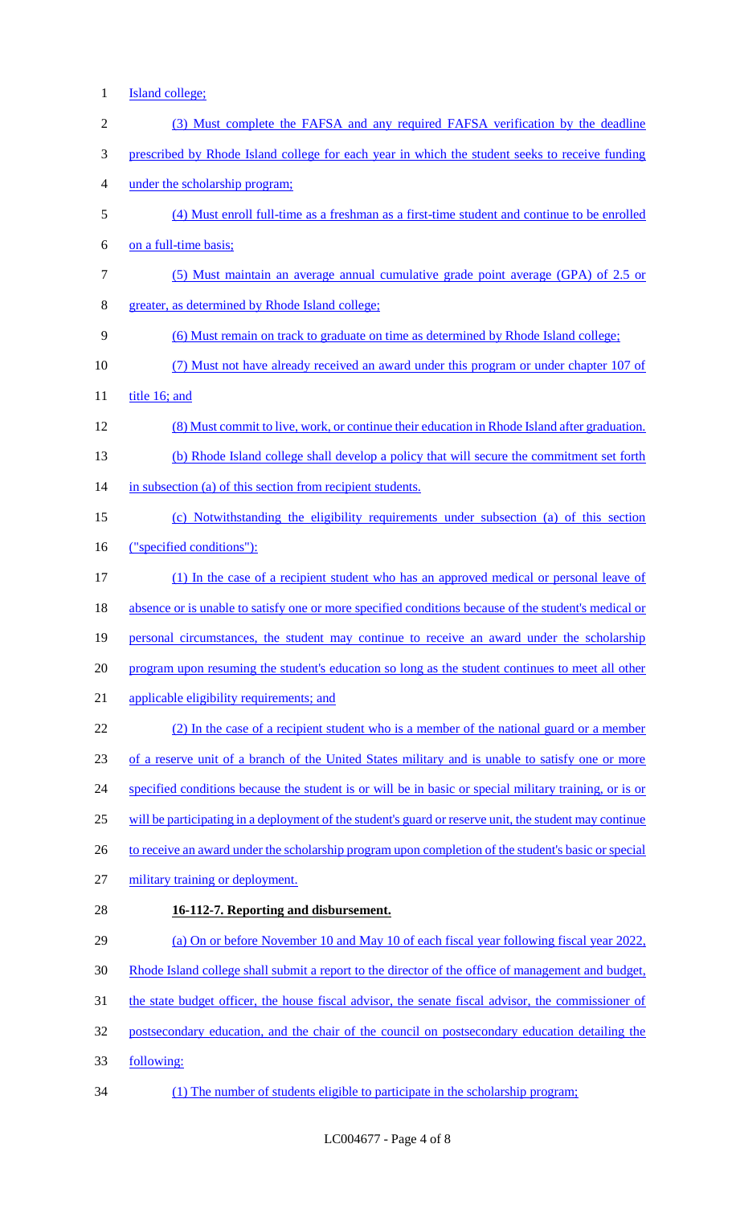Island college;

(3) Must complete the FAFSA and any required FAFSA verification by the deadline prescribed by Rhode Island college for each year in which the student seeks to receive funding under the scholarship program;

(4) Must enroll full-time as a freshman as a first-time student and continue to be enrolled on a full-time basis;

(5) Must maintain an average annual cumulative grade point average (GPA) of 2.5 or greater, as determined by Rhode Island college;

(6) Must remain on track to graduate on time as determined by Rhode Island college;

(7) Must not have already received an award under this program or under chapter 107 of title 16; and

(8) Must commit to live, work, or continue their education in Rhode Island after graduation.

(b) Rhode Island college shall develop a policy that will secure the commitment set forth in subsection (a) of this section from recipient students.

(c) Notwithstanding the eligibility requirements under subsection (a) of this section ("specified conditions"):

(1) In the case of a recipient student who has an approved medical or personal leave of absence or is unable to satisfy one or more specified conditions because of the student's medical or personal circumstances, the student may continue to receive an award under the scholarship program upon resuming the student's education so long as the student continues to meet all other applicable eligibility requirements; and

(2) In the case of a recipient student who is a member of the national guard or a member of a reserve unit of a branch of the United States military and is unable to satisfy one or more specified conditions because the student is or will be in basic or special military training, or is or will be participating in a deployment of the student's guard or reserve unit, the student may continue to receive an award under the scholarship program upon completion of the student's basic or special military training or deployment.

**16-112-7. Reporting and disbursement.**

(a) On or before November 10 and May 10 of each fiscal year following fiscal year 2022, Rhode Island college shall submit a report to the director of the office of management and budget, the state budget officer, the house fiscal advisor, the senate fiscal advisor, the commissioner of postsecondary education, and the chair of the council on postsecondary education detailing the following:

(1) The number of students eligible to participate in the scholarship program;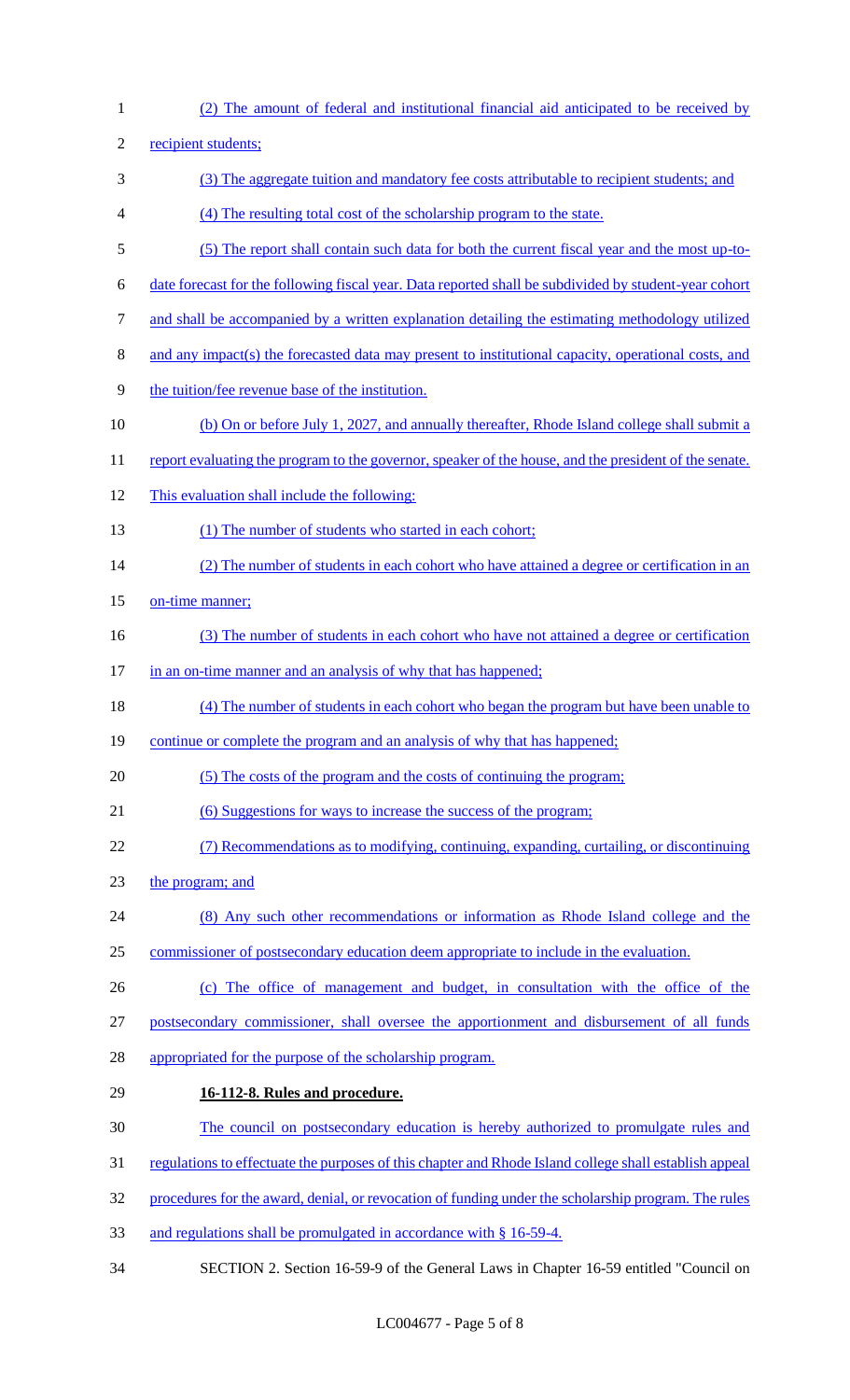(2) The amount of federal and institutional financial aid anticipated to be received by recipient students;

(3) The aggregate tuition and mandatory fee costs attributable to recipient students; and

(4) The resulting total cost of the scholarship program to the state.

(5) The report shall contain such data for both the current fiscal year and the most up-to-date forecast for the following fiscal year. Data reported shall be subdivided by student-year cohort and shall be accompanied by a written explanation detailing the estimating methodology utilized and any impact(s) the forecasted data may present to institutional capacity, operational costs, and the tuition/fee revenue base of the institution.

(b) On or before July 1, 2027, and annually thereafter, Rhode Island college shall submit a report evaluating the program to the governor, speaker of the house, and the president of the senate. This evaluation shall include the following:

(1) The number of students who started in each cohort;

(2) The number of students in each cohort who have attained a degree or certification in an on-time manner;

(3) The number of students in each cohort who have not attained a degree or certification in an on-time manner and an analysis of why that has happened;

(4) The number of students in each cohort who began the program but have been unable to continue or complete the program and an analysis of why that has happened;

(5) The costs of the program and the costs of continuing the program;

(6) Suggestions for ways to increase the success of the program;

(7) Recommendations as to modifying, continuing, expanding, curtailing, or discontinuing the program; and

(8) Any such other recommendations or information as Rhode Island college and the commissioner of postsecondary education deem appropriate to include in the evaluation.

(c) The office of management and budget, in consultation with the office of the postsecondary commissioner, shall oversee the apportionment and disbursement of all funds appropriated for the purpose of the scholarship program.

**16-112-8. Rules and procedure.**

The council on postsecondary education is hereby authorized to promulgate rules and regulations to effectuate the purposes of this chapter and Rhode Island college shall establish appeal procedures for the award, denial, or revocation of funding under the scholarship program. The rules and regulations shall be promulgated in accordance with § 16-59-4.

SECTION 2. Section 16-59-9 of the General Laws in Chapter 16-59 entitled "Council on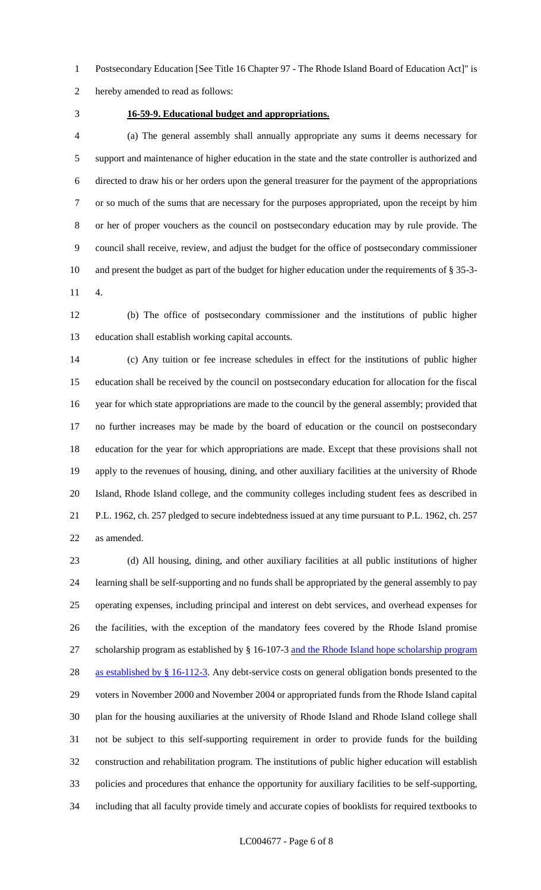Postsecondary Education [See Title 16 Chapter 97 - The Rhode Island Board of Education Act]" is hereby amended to read as follows:

**16-59-9. Educational budget and appropriations.**

(a) The general assembly shall annually appropriate any sums it deems necessary for support and maintenance of higher education in the state and the state controller is authorized and directed to draw his or her orders upon the general treasurer for the payment of the appropriations or so much of the sums that are necessary for the purposes appropriated, upon the receipt by him or her of proper vouchers as the council on postsecondary education may by rule provide. The council shall receive, review, and adjust the budget for the office of postsecondary commissioner and present the budget as part of the budget for higher education under the requirements of § 35-3-4.

(b) The office of postsecondary commissioner and the institutions of public higher education shall establish working capital accounts.

(c) Any tuition or fee increase schedules in effect for the institutions of public higher education shall be received by the council on postsecondary education for allocation for the fiscal year for which state appropriations are made to the council by the general assembly; provided that no further increases may be made by the board of education or the council on postsecondary education for the year for which appropriations are made. Except that these provisions shall not apply to the revenues of housing, dining, and other auxiliary facilities at the university of Rhode Island, Rhode Island college, and the community colleges including student fees as described in P.L. 1962, ch. 257 pledged to secure indebtedness issued at any time pursuant to P.L. 1962, ch. 257 as amended.

(d) All housing, dining, and other auxiliary facilities at all public institutions of higher learning shall be self-supporting and no funds shall be appropriated by the general assembly to pay operating expenses, including principal and interest on debt services, and overhead expenses for the facilities, with the exception of the mandatory fees covered by the Rhode Island promise scholarship program as established by § 16-107-3 <u>and the Rhode Island hope scholarship program as established by § 16-112-3</u>. Any debt-service costs on general obligation bonds presented to the voters in November 2000 and November 2004 or appropriated funds from the Rhode Island capital plan for the housing auxiliaries at the university of Rhode Island and Rhode Island college shall not be subject to this self-supporting requirement in order to provide funds for the building construction and rehabilitation program. The institutions of public higher education will establish policies and procedures that enhance the opportunity for auxiliary facilities to be self-supporting, including that all faculty provide timely and accurate copies of booklists for required textbooks to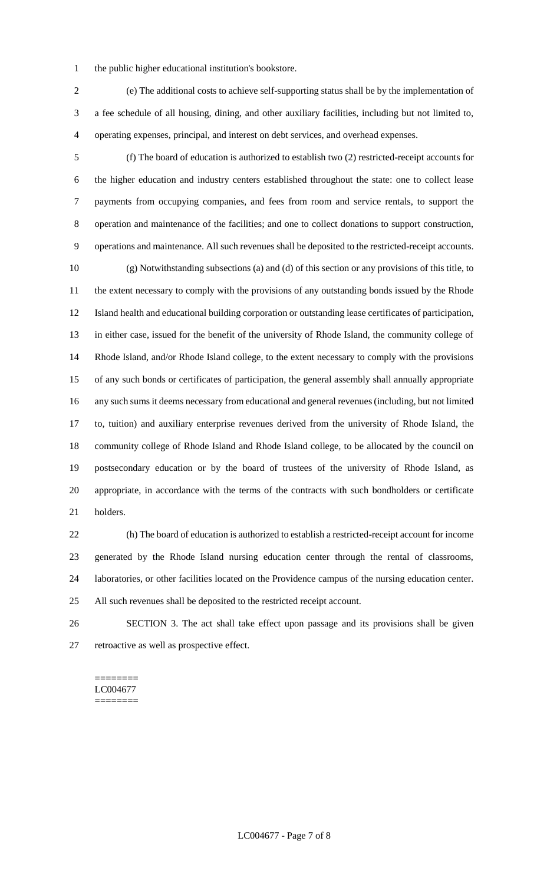the public higher educational institution's bookstore.

(e) The additional costs to achieve self-supporting status shall be by the implementation of a fee schedule of all housing, dining, and other auxiliary facilities, including but not limited to, operating expenses, principal, and interest on debt services, and overhead expenses.

(f) The board of education is authorized to establish two (2) restricted-receipt accounts for the higher education and industry centers established throughout the state: one to collect lease payments from occupying companies, and fees from room and service rentals, to support the operation and maintenance of the facilities; and one to collect donations to support construction, operations and maintenance. All such revenues shall be deposited to the restricted-receipt accounts.

(g) Notwithstanding subsections (a) and (d) of this section or any provisions of this title, to the extent necessary to comply with the provisions of any outstanding bonds issued by the Rhode Island health and educational building corporation or outstanding lease certificates of participation, in either case, issued for the benefit of the university of Rhode Island, the community college of Rhode Island, and/or Rhode Island college, to the extent necessary to comply with the provisions of any such bonds or certificates of participation, the general assembly shall annually appropriate any such sums it deems necessary from educational and general revenues (including, but not limited to, tuition) and auxiliary enterprise revenues derived from the university of Rhode Island, the community college of Rhode Island and Rhode Island college, to be allocated by the council on postsecondary education or by the board of trustees of the university of Rhode Island, as appropriate, in accordance with the terms of the contracts with such bondholders or certificate holders.

(h) The board of education is authorized to establish a restricted-receipt account for income generated by the Rhode Island nursing education center through the rental of classrooms, laboratories, or other facilities located on the Providence campus of the nursing education center. All such revenues shall be deposited to the restricted receipt account.

SECTION 3. The act shall take effect upon passage and its provisions shall be given retroactive as well as prospective effect.

========
LC004677
========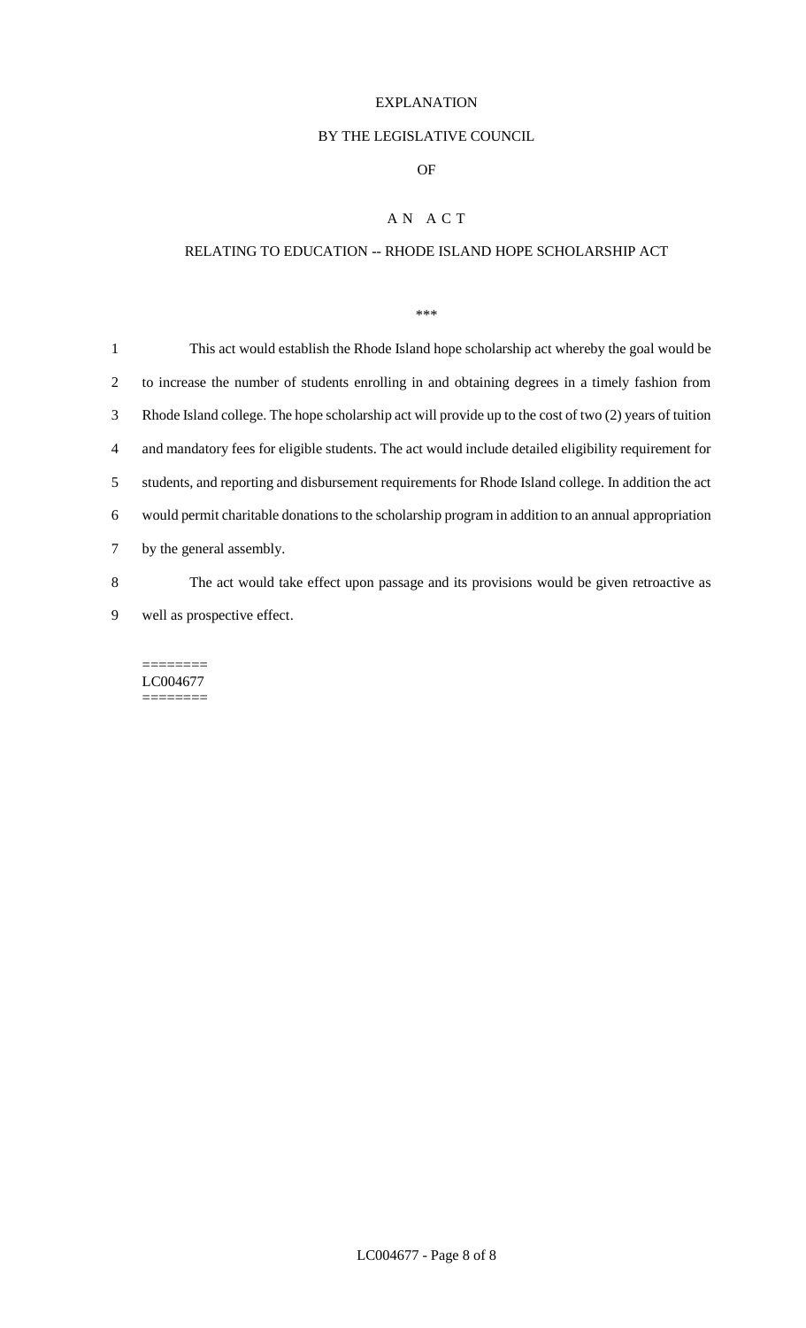EXPLANATION

BY THE LEGISLATIVE COUNCIL

OF

A N A C T

RELATING TO EDUCATION -- RHODE ISLAND HOPE SCHOLARSHIP ACT

\*\*\*

This act would establish the Rhode Island hope scholarship act whereby the goal would be to increase the number of students enrolling in and obtaining degrees in a timely fashion from Rhode Island college. The hope scholarship act will provide up to the cost of two (2) years of tuition and mandatory fees for eligible students. The act would include detailed eligibility requirement for students, and reporting and disbursement requirements for Rhode Island college. In addition the act would permit charitable donations to the scholarship program in addition to an annual appropriation by the general assembly.

The act would take effect upon passage and its provisions would be given retroactive as well as prospective effect.

========
LC004677
========